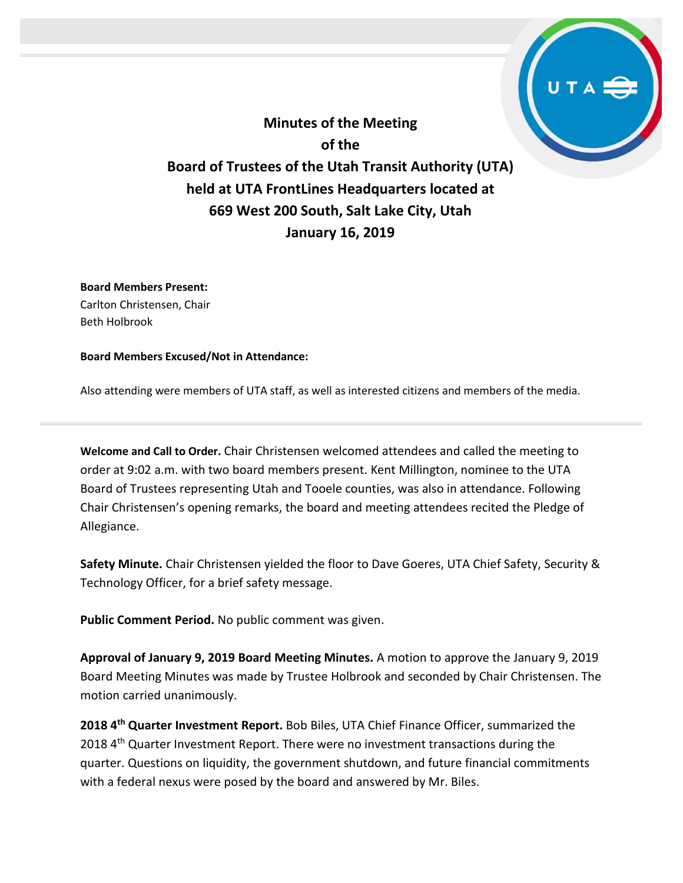# Minutes of the Meeting of the Board of Trustees of the Utah Transit Authority (UTA) held at UTA FrontLines Headquarters located at 669 West 200 South, Salt Lake City, Utah January 16, 2019

**Board Members Present:**
Carlton Christensen, Chair
Beth Holbrook

**Board Members Excused/Not in Attendance:**

Also attending were members of UTA staff, as well as interested citizens and members of the media.

---

**Welcome and Call to Order.** Chair Christensen welcomed attendees and called the meeting to order at 9:02 a.m. with two board members present. Kent Millington, nominee to the UTA Board of Trustees representing Utah and Tooele counties, was also in attendance. Following Chair Christensen's opening remarks, the board and meeting attendees recited the Pledge of Allegiance.

**Safety Minute.** Chair Christensen yielded the floor to Dave Goeres, UTA Chief Safety, Security & Technology Officer, for a brief safety message.

**Public Comment Period.** No public comment was given.

**Approval of January 9, 2019 Board Meeting Minutes.** A motion to approve the January 9, 2019 Board Meeting Minutes was made by Trustee Holbrook and seconded by Chair Christensen. The motion carried unanimously.

**2018 4th Quarter Investment Report.** Bob Biles, UTA Chief Finance Officer, summarized the 2018 4th Quarter Investment Report. There were no investment transactions during the quarter. Questions on liquidity, the government shutdown, and future financial commitments with a federal nexus were posed by the board and answered by Mr. Biles.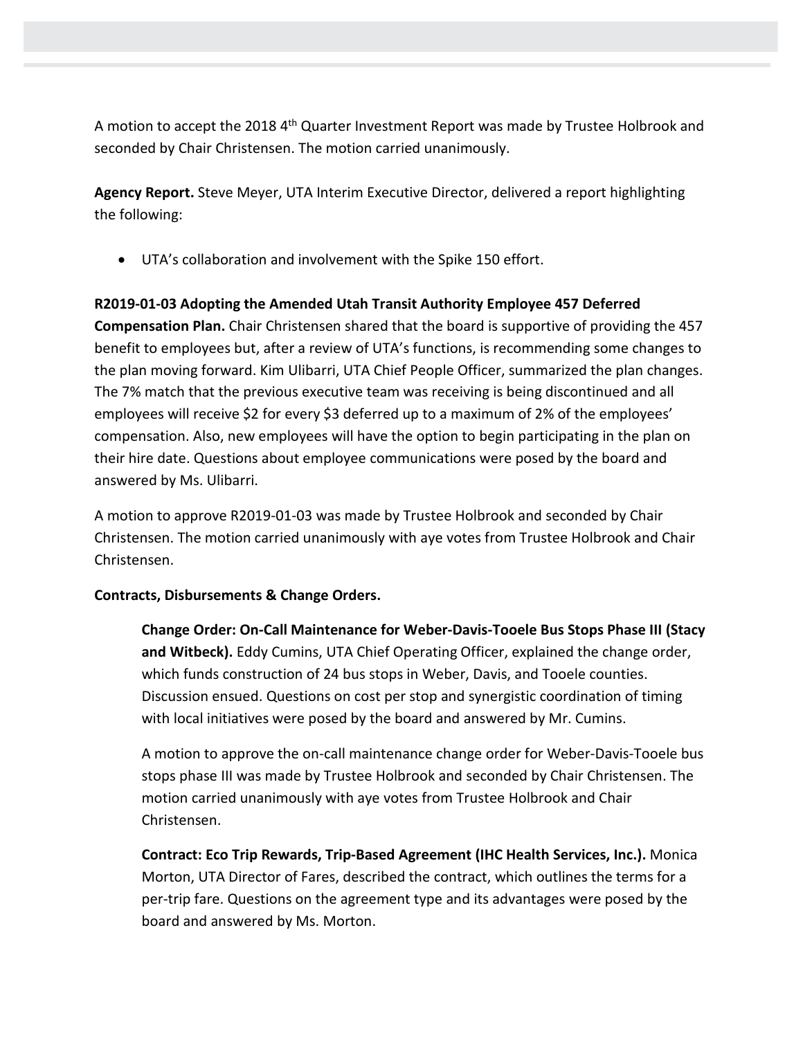A motion to accept the 2018 4th Quarter Investment Report was made by Trustee Holbrook and seconded by Chair Christensen. The motion carried unanimously.

**Agency Report.** Steve Meyer, UTA Interim Executive Director, delivered a report highlighting the following:

- UTA's collaboration and involvement with the Spike 150 effort.

**R2019-01-03 Adopting the Amended Utah Transit Authority Employee 457 Deferred Compensation Plan.** Chair Christensen shared that the board is supportive of providing the 457 benefit to employees but, after a review of UTA's functions, is recommending some changes to the plan moving forward. Kim Ulibarri, UTA Chief People Officer, summarized the plan changes. The 7% match that the previous executive team was receiving is being discontinued and all employees will receive $2 for every $3 deferred up to a maximum of 2% of the employees' compensation. Also, new employees will have the option to begin participating in the plan on their hire date. Questions about employee communications were posed by the board and answered by Ms. Ulibarri.

A motion to approve R2019-01-03 was made by Trustee Holbrook and seconded by Chair Christensen. The motion carried unanimously with aye votes from Trustee Holbrook and Chair Christensen.

**Contracts, Disbursements & Change Orders.**

**Change Order: On-Call Maintenance for Weber-Davis-Tooele Bus Stops Phase III (Stacy and Witbeck).** Eddy Cumins, UTA Chief Operating Officer, explained the change order, which funds construction of 24 bus stops in Weber, Davis, and Tooele counties. Discussion ensued. Questions on cost per stop and synergistic coordination of timing with local initiatives were posed by the board and answered by Mr. Cumins.

A motion to approve the on-call maintenance change order for Weber-Davis-Tooele bus stops phase III was made by Trustee Holbrook and seconded by Chair Christensen. The motion carried unanimously with aye votes from Trustee Holbrook and Chair Christensen.

**Contract: Eco Trip Rewards, Trip-Based Agreement (IHC Health Services, Inc.).** Monica Morton, UTA Director of Fares, described the contract, which outlines the terms for a per-trip fare. Questions on the agreement type and its advantages were posed by the board and answered by Ms. Morton.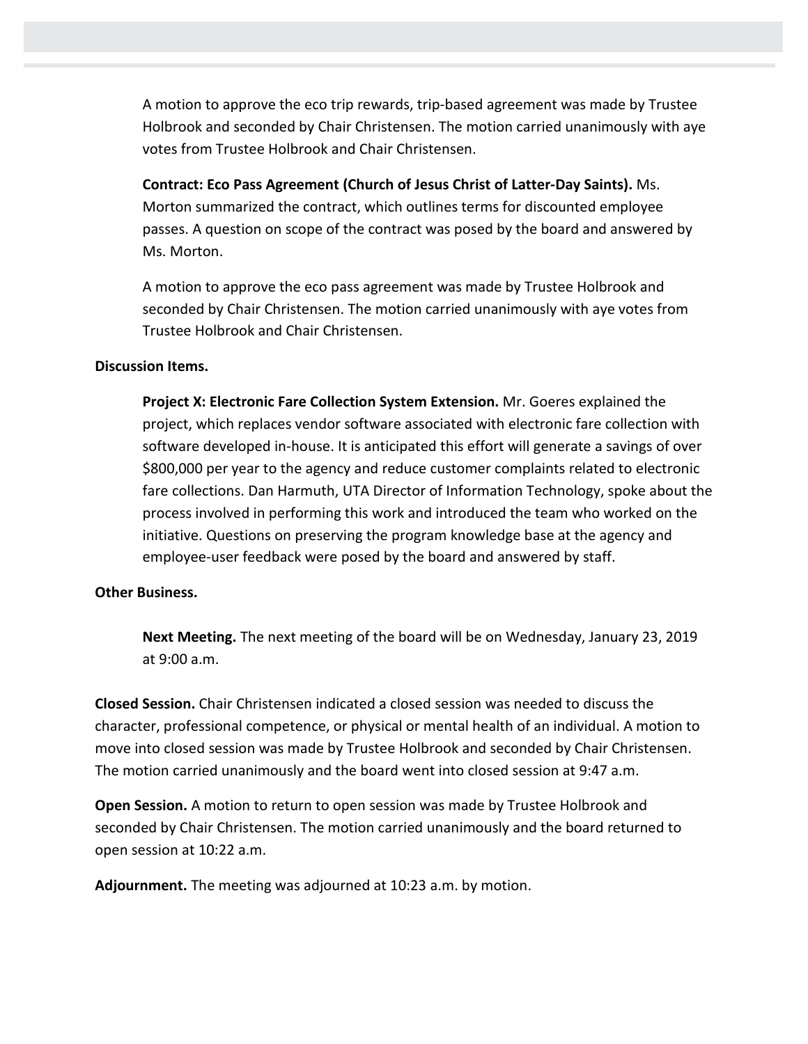A motion to approve the eco trip rewards, trip-based agreement was made by Trustee Holbrook and seconded by Chair Christensen. The motion carried unanimously with aye votes from Trustee Holbrook and Chair Christensen.

**Contract: Eco Pass Agreement (Church of Jesus Christ of Latter-Day Saints).** Ms. Morton summarized the contract, which outlines terms for discounted employee passes. A question on scope of the contract was posed by the board and answered by Ms. Morton.

A motion to approve the eco pass agreement was made by Trustee Holbrook and seconded by Chair Christensen. The motion carried unanimously with aye votes from Trustee Holbrook and Chair Christensen.

**Discussion Items.**

**Project X: Electronic Fare Collection System Extension.** Mr. Goeres explained the project, which replaces vendor software associated with electronic fare collection with software developed in-house. It is anticipated this effort will generate a savings of over $800,000 per year to the agency and reduce customer complaints related to electronic fare collections. Dan Harmuth, UTA Director of Information Technology, spoke about the process involved in performing this work and introduced the team who worked on the initiative. Questions on preserving the program knowledge base at the agency and employee-user feedback were posed by the board and answered by staff.

**Other Business.**

**Next Meeting.** The next meeting of the board will be on Wednesday, January 23, 2019 at 9:00 a.m.

**Closed Session.** Chair Christensen indicated a closed session was needed to discuss the character, professional competence, or physical or mental health of an individual. A motion to move into closed session was made by Trustee Holbrook and seconded by Chair Christensen. The motion carried unanimously and the board went into closed session at 9:47 a.m.

**Open Session.** A motion to return to open session was made by Trustee Holbrook and seconded by Chair Christensen. The motion carried unanimously and the board returned to open session at 10:22 a.m.

**Adjournment.** The meeting was adjourned at 10:23 a.m. by motion.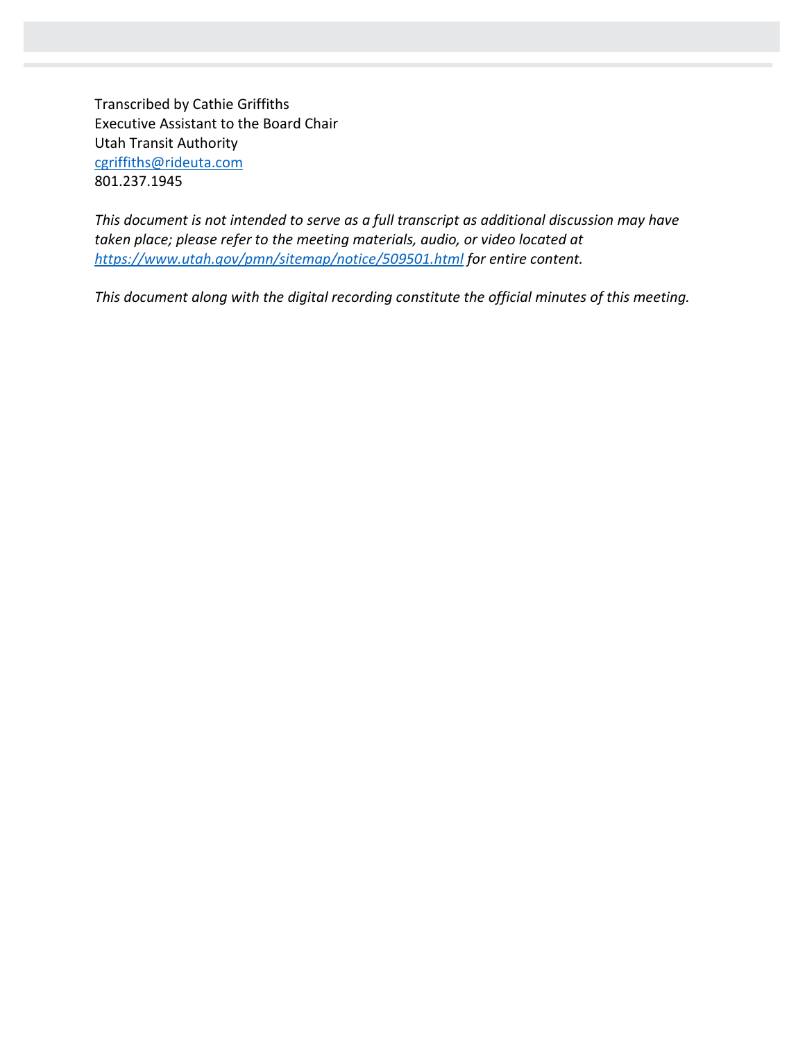Transcribed by Cathie Griffiths
Executive Assistant to the Board Chair
Utah Transit Authority
[cgriffiths@rideuta.com](mailto:cgriffiths@rideuta.com)
801.237.1945

*This document is not intended to serve as a full transcript as additional discussion may have taken place; please refer to the meeting materials, audio, or video located at [https://www.utah.gov/pmn/sitemap/notice/509501.html](https://www.utah.gov/pmn/sitemap/notice/509501.html) for entire content.*

*This document along with the digital recording constitute the official minutes of this meeting.*